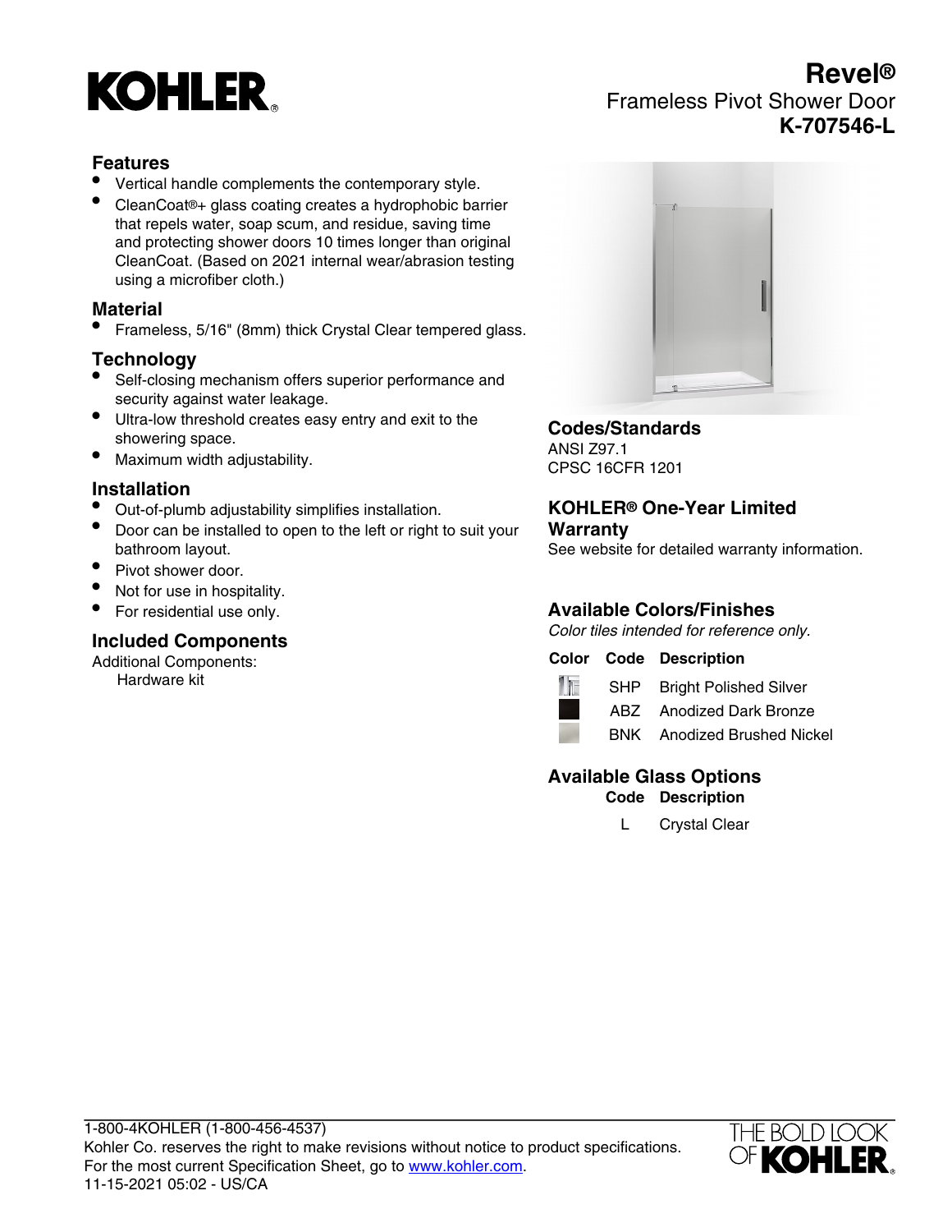# KOHLER

# Revel®

Frameless Pivot Shower Door

**K-707546-L**

## Features

- Vertical handle complements the contemporary style.
- CleanCoat®+ glass coating creates a hydrophobic barrier that repels water, soap scum, and residue, saving time and protecting shower doors 10 times longer than original CleanCoat. (Based on 2021 internal wear/abrasion testing using a microfiber cloth.)

## Material

- Frameless, 5/16" (8mm) thick Crystal Clear tempered glass.

## Technology

- Self-closing mechanism offers superior performance and security against water leakage.
- Ultra-low threshold creates easy entry and exit to the showering space.
- Maximum width adjustability.

## Installation

- Out-of-plumb adjustability simplifies installation.
- Door can be installed to open to the left or right to suit your bathroom layout.
- Pivot shower door.
- Not for use in hospitality.
- For residential use only.

## Included Components

Additional Components:
Hardware kit

## Codes/Standards

ANSI Z97.1
CPSC 16CFR 1201

## KOHLER® One-Year Limited Warranty

See website for detailed warranty information.

## Available Colors/Finishes

*Color tiles intended for reference only.*

| Color | Code | Description |
|---|---|---|
| | SHP | Bright Polished Silver |
| | ABZ | Anodized Dark Bronze |
| | BNK | Anodized Brushed Nickel |

## Available Glass Options

| Code | Description |
|---|---|
| L | Crystal Clear |

1-800-4KOHLER (1-800-456-4537)
Kohler Co. reserves the right to make revisions without notice to product specifications.
For the most current Specification Sheet, go to www.kohler.com.
11-15-2021 05:02 - US/CA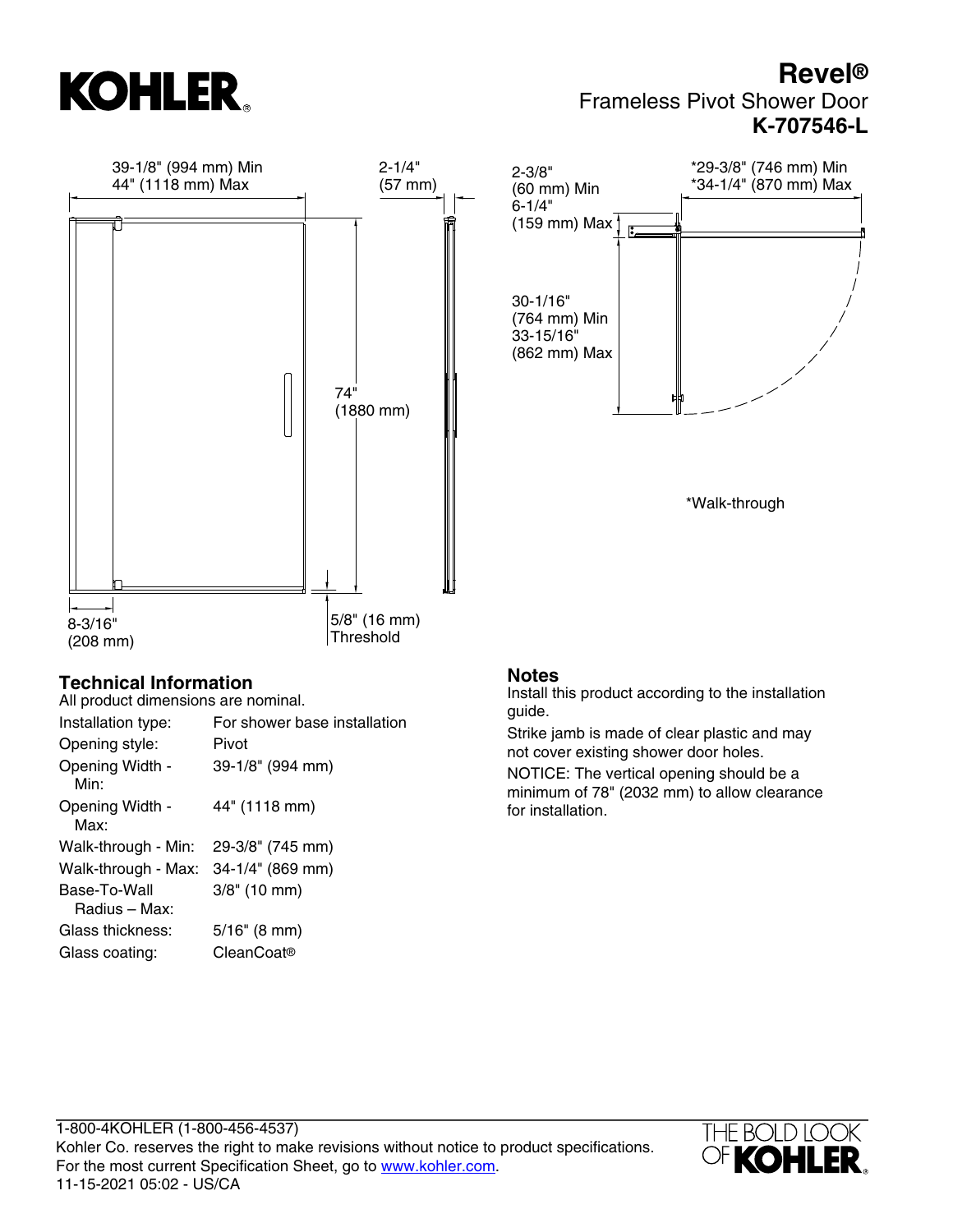KOHLER

# Revel®

Frameless Pivot Shower Door

**K-707546-L**

39-1/8" (994 mm) Min
44" (1118 mm) Max

2-1/4"
(57 mm)

74"
(1880 mm)

8-3/16"
(208 mm)

5/8" (16 mm)
Threshold

2-3/8"
(60 mm) Min
6-1/4"
(159 mm) Max

*29-3/8" (746 mm) Min
*34-1/4" (870 mm) Max

30-1/16"
(764 mm) Min
33-15/16"
(862 mm) Max

*Walk-through

## Technical Information

All product dimensions are nominal.

| | |
|---|---|
| Installation type: | For shower base installation |
| Opening style: | Pivot |
| Opening Width - Min: | 39-1/8" (994 mm) |
| Opening Width - Max: | 44" (1118 mm) |
| Walk-through - Min: | 29-3/8" (745 mm) |
| Walk-through - Max: | 34-1/4" (869 mm) |
| Base-To-Wall Radius – Max: | 3/8" (10 mm) |
| Glass thickness: | 5/16" (8 mm) |
| Glass coating: | CleanCoat® |

## Notes

Install this product according to the installation guide.

Strike jamb is made of clear plastic and may not cover existing shower door holes.

NOTICE: The vertical opening should be a minimum of 78" (2032 mm) to allow clearance for installation.

1-800-4KOHLER (1-800-456-4537)
Kohler Co. reserves the right to make revisions without notice to product specifications.
For the most current Specification Sheet, go to www.kohler.com.
11-15-2021 05:02 - US/CA

THE BOLD LOOK OF KOHLER.